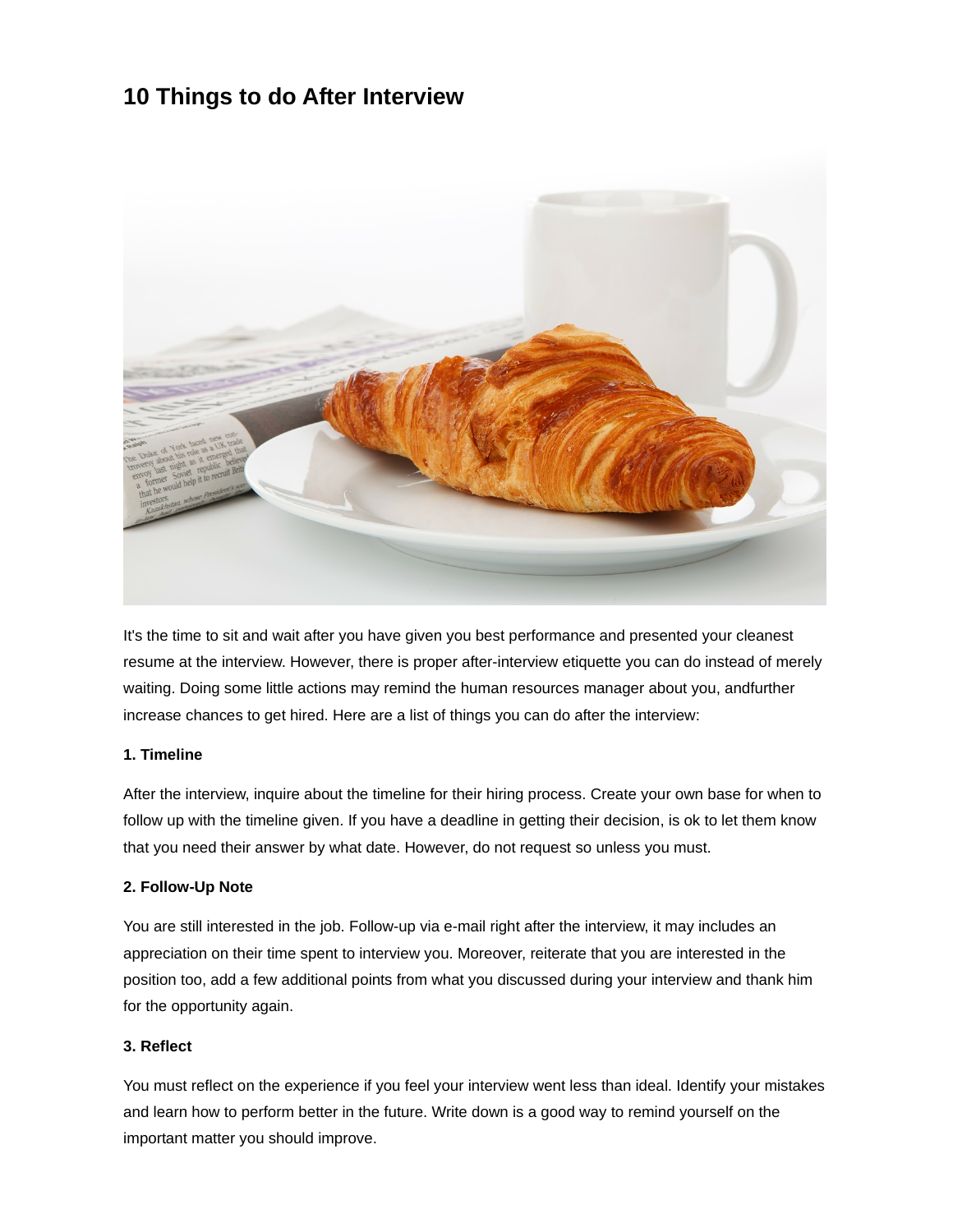# 10 Things to do After Interview

It's the time to sit and wait after you have given you best performance and presented your cleanest resume at the interview. However, there is proper after-interview etiquette you can do instead of merely waiting. Doing some little actions may remind the human resources manager about you, andfurther increase chances to get hired. Here are a list of things you can do after the interview:

**1. Timeline**

After the interview, inquire about the timeline for their hiring process. Create your own base for when to follow up with the timeline given. If you have a deadline in getting their decision, is ok to let them know that you need their answer by what date. However, do not request so unless you must.

**2. Follow-Up Note**

You are still interested in the job. Follow-up via e-mail right after the interview, it may includes an appreciation on their time spent to interview you. Moreover, reiterate that you are interested in the position too, add a few additional points from what you discussed during your interview and thank him for the opportunity again.

**3. Reflect**

You must reflect on the experience if you feel your interview went less than ideal. Identify your mistakes and learn how to perform better in the future. Write down is a good way to remind yourself on the important matter you should improve.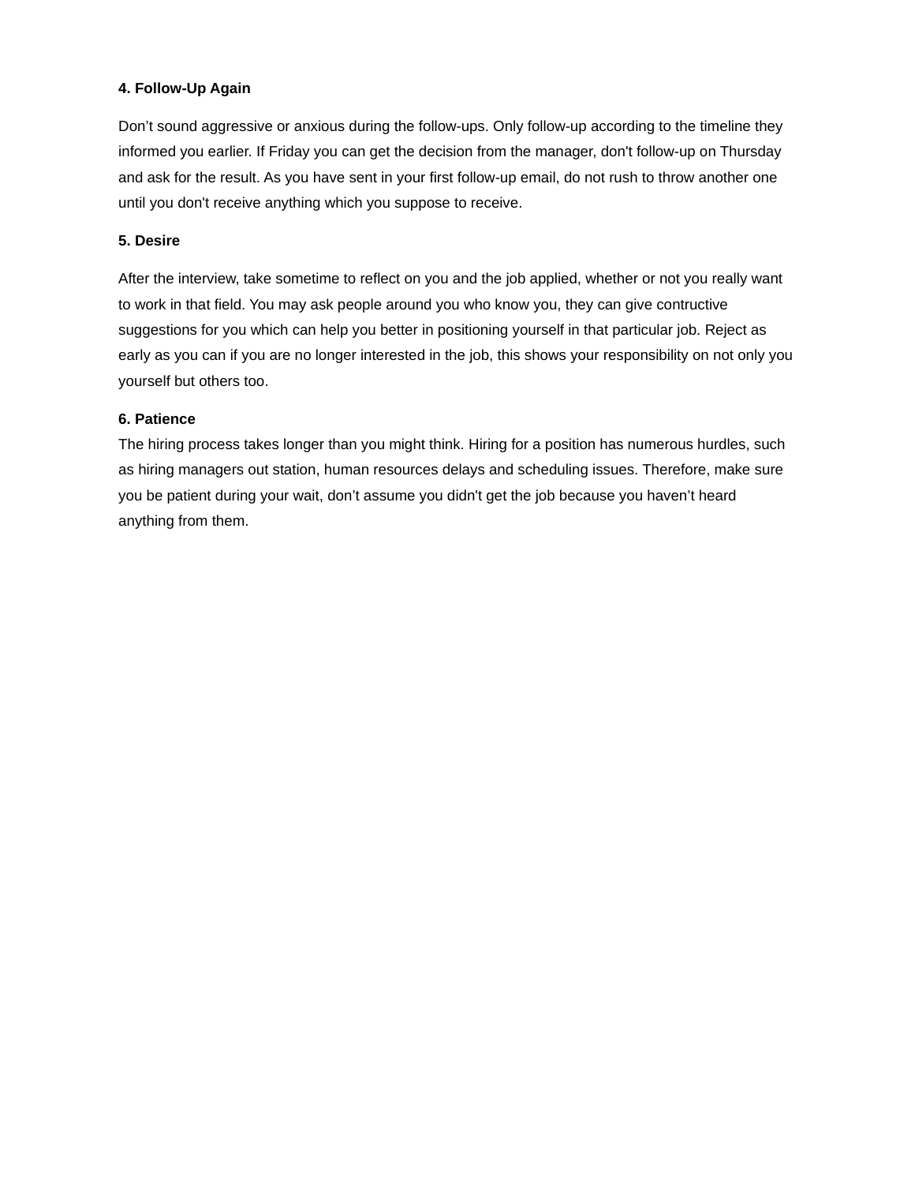**4. Follow-Up Again**

Don’t sound aggressive or anxious during the follow-ups. Only follow-up according to the timeline they informed you earlier. If Friday you can get the decision from the manager, don't follow-up on Thursday and ask for the result. As you have sent in your first follow-up email, do not rush to throw another one until you don't receive anything which you suppose to receive.

**5. Desire**

After the interview, take sometime to reflect on you and the job applied, whether or not you really want to work in that field. You may ask people around you who know you, they can give contructive suggestions for you which can help you better in positioning yourself in that particular job. Reject as early as you can if you are no longer interested in the job, this shows your responsibility on not only you yourself but others too.

**6. Patience**

The hiring process takes longer than you might think. Hiring for a position has numerous hurdles, such as hiring managers out station, human resources delays and scheduling issues. Therefore, make sure you be patient during your wait, don’t assume you didn't get the job because you haven’t heard anything from them.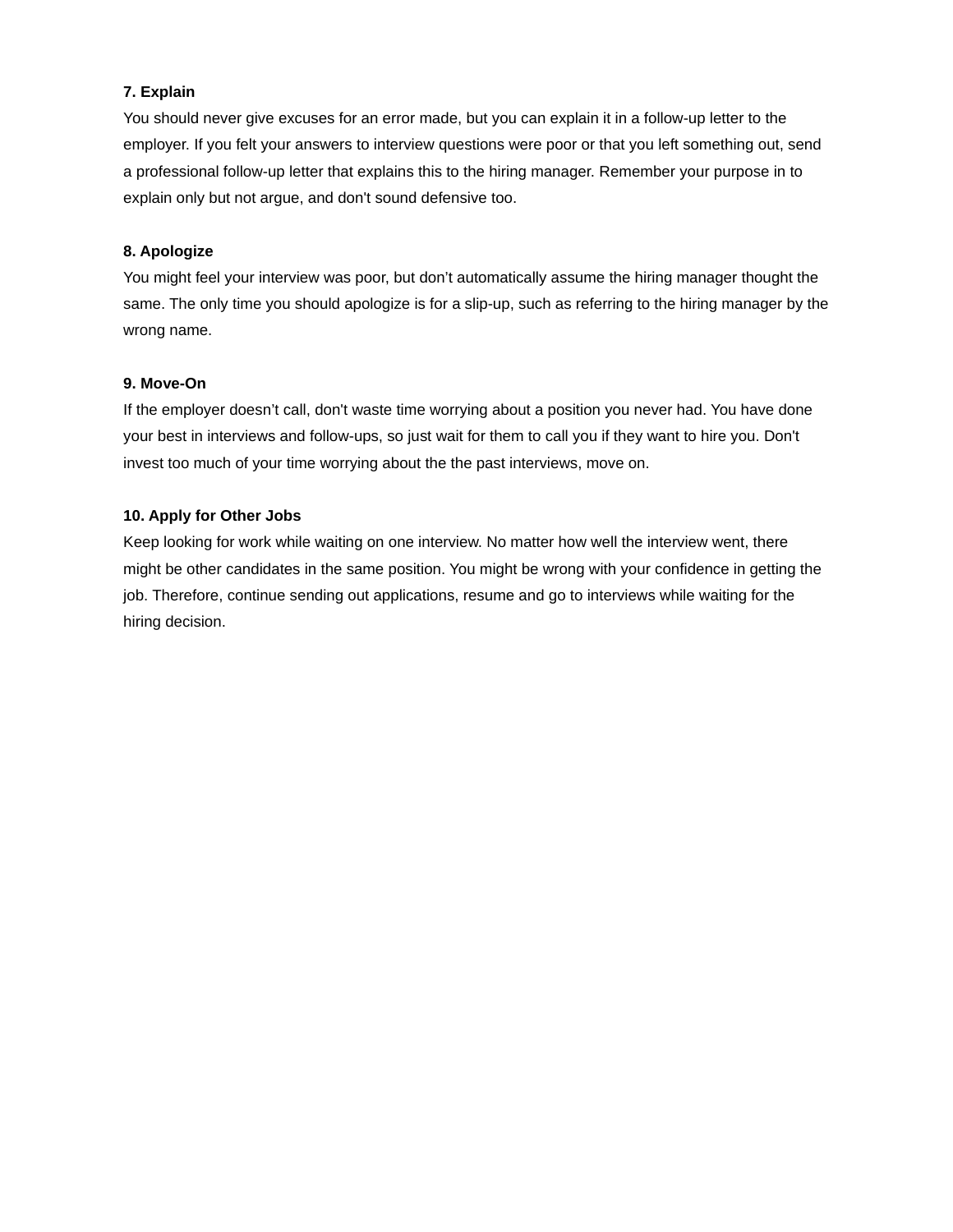**7. Explain**

You should never give excuses for an error made, but you can explain it in a follow-up letter to the employer. If you felt your answers to interview questions were poor or that you left something out, send a professional follow-up letter that explains this to the hiring manager. Remember your purpose in to explain only but not argue, and don't sound defensive too.

**8. Apologize**

You might feel your interview was poor, but don’t automatically assume the hiring manager thought the same. The only time you should apologize is for a slip-up, such as referring to the hiring manager by the wrong name.

**9. Move-On**

If the employer doesn’t call, don't waste time worrying about a position you never had. You have done your best in interviews and follow-ups, so just wait for them to call you if they want to hire you. Don't invest too much of your time worrying about the the past interviews, move on.

**10. Apply for Other Jobs**

Keep looking for work while waiting on one interview. No matter how well the interview went, there might be other candidates in the same position. You might be wrong with your confidence in getting the job. Therefore, continue sending out applications, resume and go to interviews while waiting for the hiring decision.